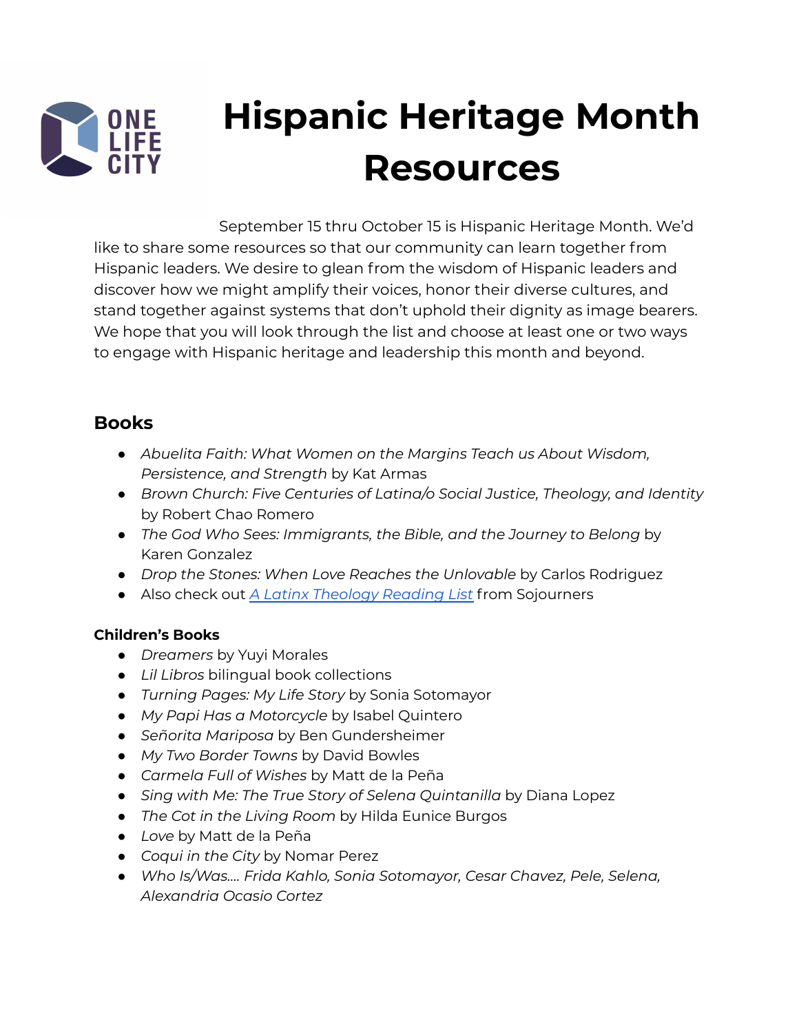# Hispanic Heritage Month Resources

September 15 thru October 15 is Hispanic Heritage Month. We'd like to share some resources so that our community can learn together from Hispanic leaders. We desire to glean from the wisdom of Hispanic leaders and discover how we might amplify their voices, honor their diverse cultures, and stand together against systems that don't uphold their dignity as image bearers. We hope that you will look through the list and choose at least one or two ways to engage with Hispanic heritage and leadership this month and beyond.

## Books

- *Abuelita Faith: What Women on the Margins Teach us About Wisdom, Persistence, and Strength* by Kat Armas
- *Brown Church: Five Centuries of Latina/o Social Justice, Theology, and Identity* by Robert Chao Romero
- *The God Who Sees: Immigrants, the Bible, and the Journey to Belong* by Karen Gonzalez
- *Drop the Stones: When Love Reaches the Unlovable* by Carlos Rodriguez
- Also check out *A Latinx Theology Reading List* from Sojourners

### Children's Books

- *Dreamers* by Yuyi Morales
- *Lil Libros* bilingual book collections
- *Turning Pages: My Life Story* by Sonia Sotomayor
- *My Papi Has a Motorcycle* by Isabel Quintero
- *Señorita Mariposa* by Ben Gundersheimer
- *My Two Border Towns* by David Bowles
- *Carmela Full of Wishes* by Matt de la Peña
- *Sing with Me: The True Story of Selena Quintanilla* by Diana Lopez
- *The Cot in the Living Room* by Hilda Eunice Burgos
- *Love* by Matt de la Peña
- *Coqui in the City* by Nomar Perez
- *Who Is/Was…. Frida Kahlo, Sonia Sotomayor, Cesar Chavez, Pele, Selena, Alexandria Ocasio Cortez*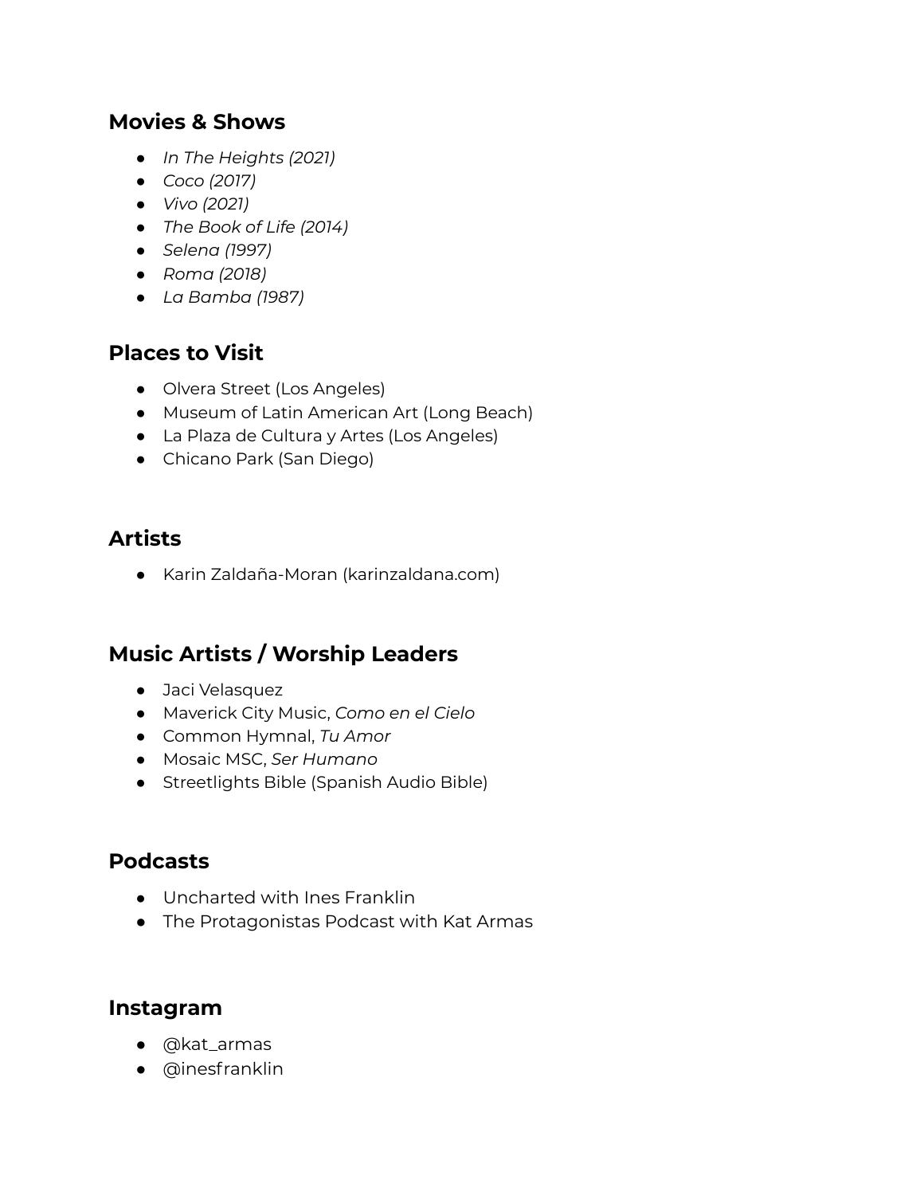## Movies & Shows

- *In The Heights (2021)*
- *Coco (2017)*
- *Vivo (2021)*
- *The Book of Life (2014)*
- *Selena (1997)*
- *Roma (2018)*
- *La Bamba (1987)*

## Places to Visit

- Olvera Street (Los Angeles)
- Museum of Latin American Art (Long Beach)
- La Plaza de Cultura y Artes (Los Angeles)
- Chicano Park (San Diego)

## Artists

- Karin Zaldaña-Moran (karinzaldana.com)

## Music Artists / Worship Leaders

- Jaci Velasquez
- Maverick City Music, *Como en el Cielo*
- Common Hymnal, *Tu Amor*
- Mosaic MSC, *Ser Humano*
- Streetlights Bible (Spanish Audio Bible)

## Podcasts

- Uncharted with Ines Franklin
- The Protagonistas Podcast with Kat Armas

## Instagram

- @kat_armas
- @inesfranklin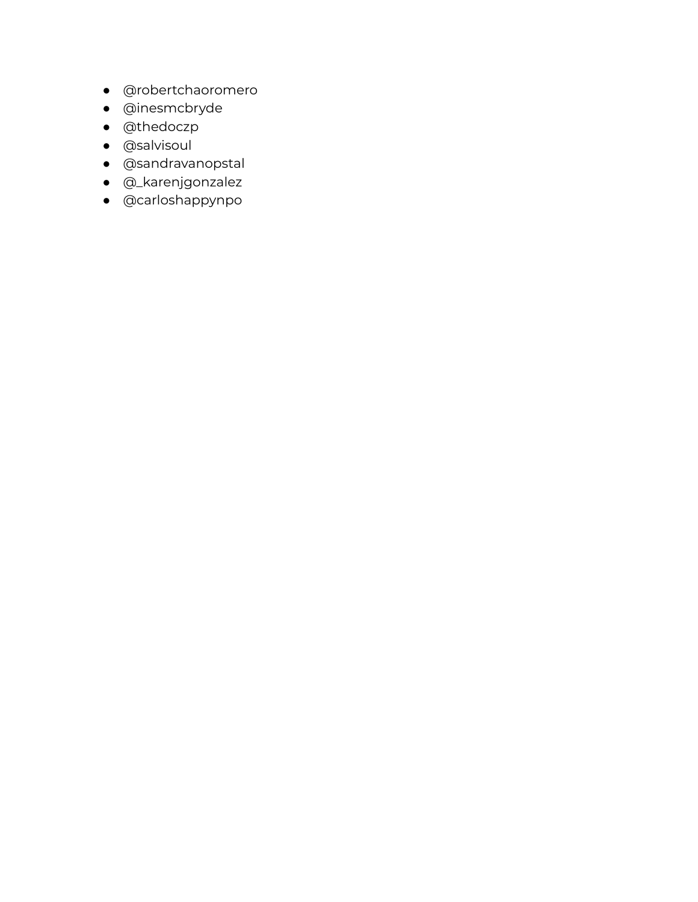- @robertchaoromero
- @inesmcbryde
- @thedoczp
- @salvisoul
- @sandravanopstal
- @_karenjgonzalez
- @carloshappynpo